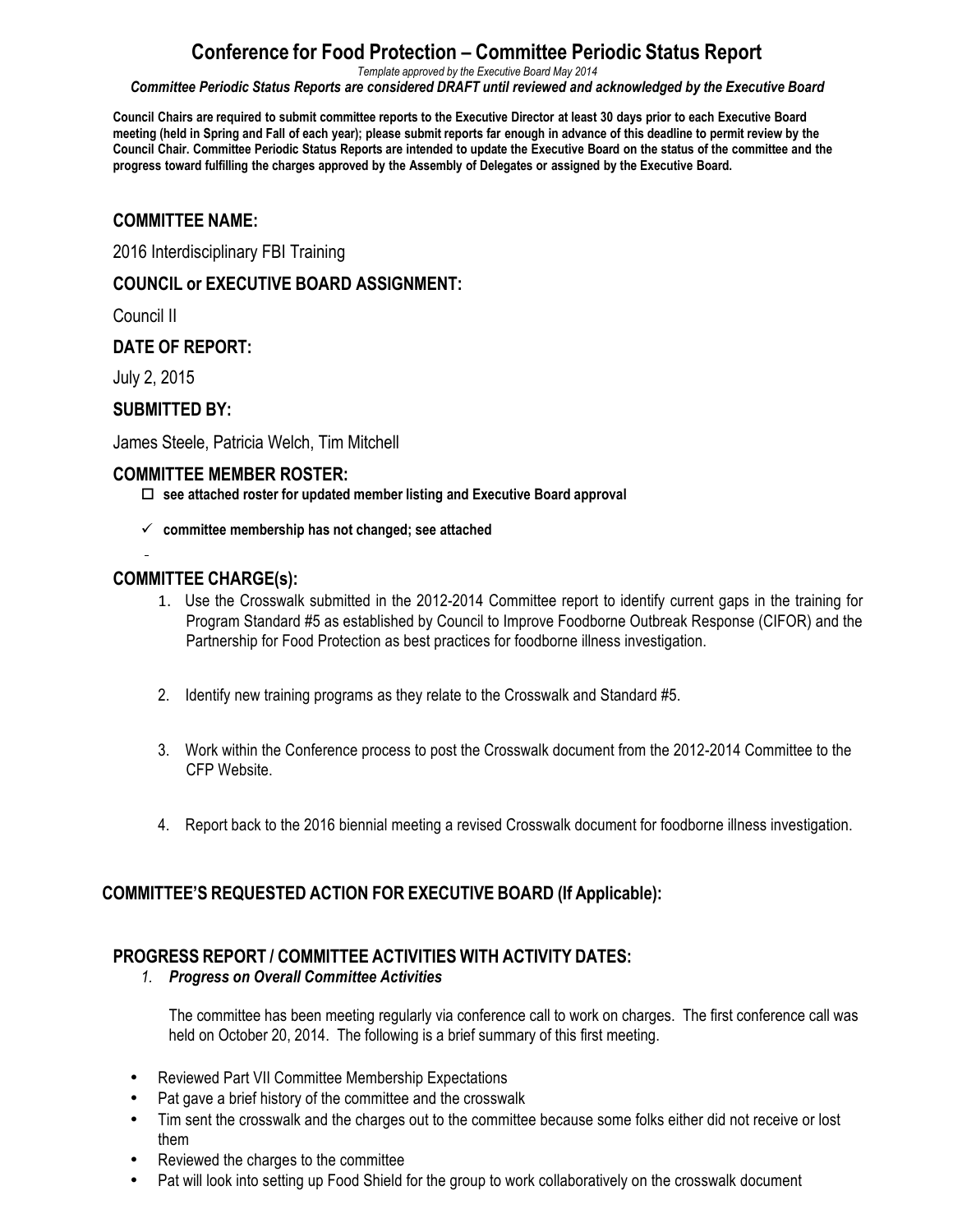# Conference for Food Protection – Committee Periodic Status Report

*Template approved by the Executive Board May 2014*

***Committee Periodic Status Reports are considered DRAFT until reviewed and acknowledged by the Executive Board***

**Council Chairs are required to submit committee reports to the Executive Director at least 30 days prior to each Executive Board meeting (held in Spring and Fall of each year); please submit reports far enough in advance of this deadline to permit review by the Council Chair. Committee Periodic Status Reports are intended to update the Executive Board on the status of the committee and the progress toward fulfilling the charges approved by the Assembly of Delegates or assigned by the Executive Board.**

## COMMITTEE NAME:

2016 Interdisciplinary FBI Training

## COUNCIL or EXECUTIVE BOARD ASSIGNMENT:

Council II

## DATE OF REPORT:

July 2, 2015

## SUBMITTED BY:

James Steele, Patricia Welch, Tim Mitchell

## COMMITTEE MEMBER ROSTER:

- ☐ **see attached roster for updated member listing and Executive Board approval**
- ✓ **committee membership has not changed; see attached**

## COMMITTEE CHARGE(s):

1. Use the Crosswalk submitted in the 2012-2014 Committee report to identify current gaps in the training for Program Standard #5 as established by Council to Improve Foodborne Outbreak Response (CIFOR) and the Partnership for Food Protection as best practices for foodborne illness investigation.
2. Identify new training programs as they relate to the Crosswalk and Standard #5.
3. Work within the Conference process to post the Crosswalk document from the 2012-2014 Committee to the CFP Website.
4. Report back to the 2016 biennial meeting a revised Crosswalk document for foodborne illness investigation.

## COMMITTEE'S REQUESTED ACTION FOR EXECUTIVE BOARD (If Applicable):

## PROGRESS REPORT / COMMITTEE ACTIVITIES WITH ACTIVITY DATES:

1. ***Progress on Overall Committee Activities***

The committee has been meeting regularly via conference call to work on charges. The first conference call was held on October 20, 2014. The following is a brief summary of this first meeting.

- Reviewed Part VII Committee Membership Expectations
- Pat gave a brief history of the committee and the crosswalk
- Tim sent the crosswalk and the charges out to the committee because some folks either did not receive or lost them
- Reviewed the charges to the committee
- Pat will look into setting up Food Shield for the group to work collaboratively on the crosswalk document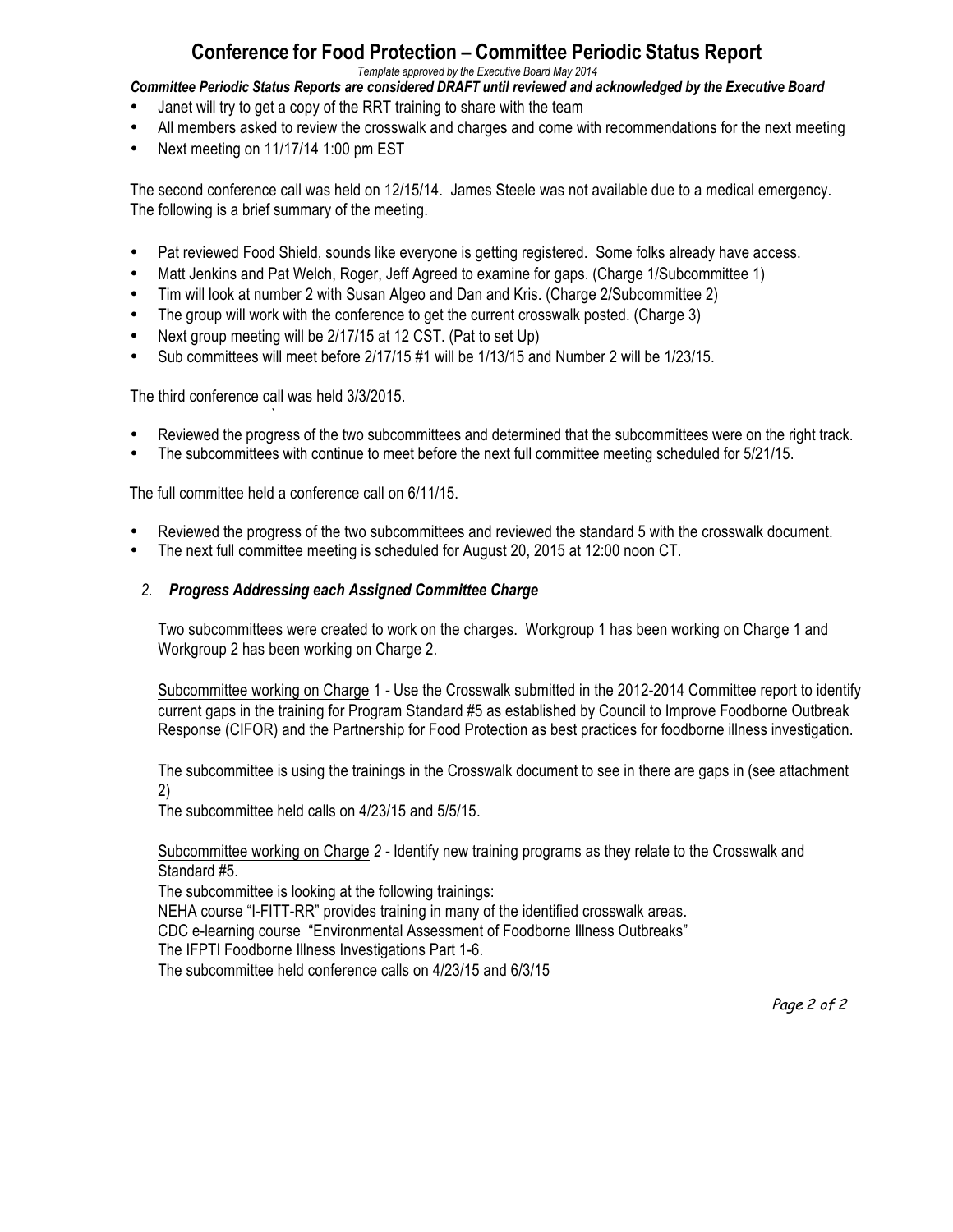- Janet will try to get a copy of the RRT training to share with the team
- All members asked to review the crosswalk and charges and come with recommendations for the next meeting
- Next meeting on 11/17/14 1:00 pm EST

The second conference call was held on 12/15/14. James Steele was not available due to a medical emergency. The following is a brief summary of the meeting.

- Pat reviewed Food Shield, sounds like everyone is getting registered. Some folks already have access.
- Matt Jenkins and Pat Welch, Roger, Jeff Agreed to examine for gaps. (Charge 1/Subcommittee 1)
- Tim will look at number 2 with Susan Algeo and Dan and Kris. (Charge 2/Subcommittee 2)
- The group will work with the conference to get the current crosswalk posted. (Charge 3)
- Next group meeting will be 2/17/15 at 12 CST. (Pat to set Up)
- Sub committees will meet before 2/17/15 #1 will be 1/13/15 and Number 2 will be 1/23/15.

The third conference call was held 3/3/2015.

- Reviewed the progress of the two subcommittees and determined that the subcommittees were on the right track.
- The subcommittees with continue to meet before the next full committee meeting scheduled for 5/21/15.

The full committee held a conference call on 6/11/15.

- Reviewed the progress of the two subcommittees and reviewed the standard 5 with the crosswalk document.
- The next full committee meeting is scheduled for August 20, 2015 at 12:00 noon CT.

## 2. *Progress Addressing each Assigned Committee Charge*

Two subcommittees were created to work on the charges. Workgroup 1 has been working on Charge 1 and Workgroup 2 has been working on Charge 2.

Subcommittee working on Charge 1 - Use the Crosswalk submitted in the 2012-2014 Committee report to identify current gaps in the training for Program Standard #5 as established by Council to Improve Foodborne Outbreak Response (CIFOR) and the Partnership for Food Protection as best practices for foodborne illness investigation.

The subcommittee is using the trainings in the Crosswalk document to see in there are gaps in (see attachment 2)
The subcommittee held calls on 4/23/15 and 5/5/15.

Subcommittee working on Charge *2* - Identify new training programs as they relate to the Crosswalk and Standard #5.
The subcommittee is looking at the following trainings:
NEHA course "I-FITT-RR" provides training in many of the identified crosswalk areas.
CDC e-learning course "Environmental Assessment of Foodborne Illness Outbreaks"
The IFPTI Foodborne Illness Investigations Part 1-6.
The subcommittee held conference calls on 4/23/15 and 6/3/15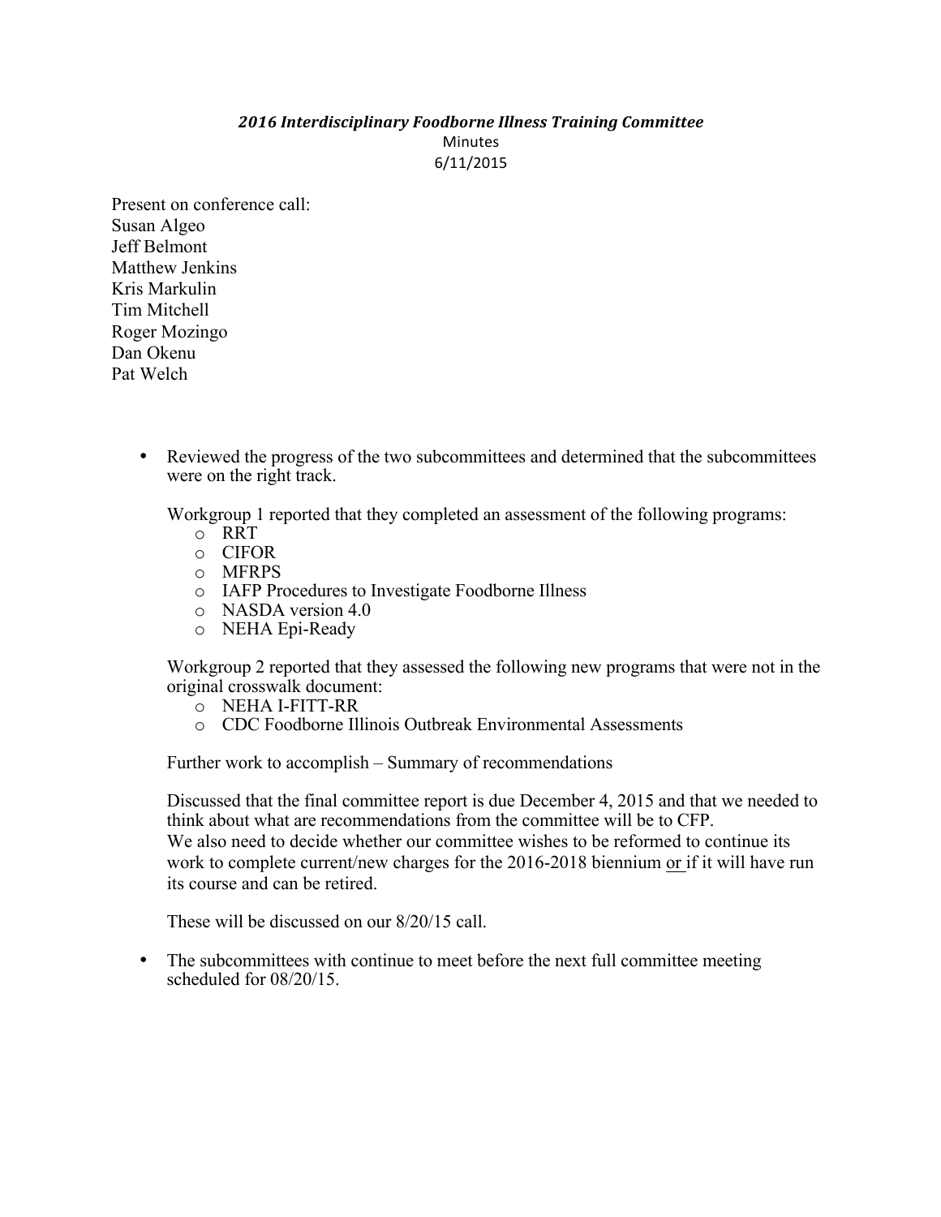***2016 Interdisciplinary Foodborne Illness Training Committee***

Minutes

6/11/2015

Present on conference call:
Susan Algeo
Jeff Belmont
Matthew Jenkins
Kris Markulin
Tim Mitchell
Roger Mozingo
Dan Okenu
Pat Welch

- Reviewed the progress of the two subcommittees and determined that the subcommittees were on the right track.

  Workgroup 1 reported that they completed an assessment of the following programs:
  - RRT
  - CIFOR
  - MFRPS
  - IAFP Procedures to Investigate Foodborne Illness
  - NASDA version 4.0
  - NEHA Epi-Ready

  Workgroup 2 reported that they assessed the following new programs that were not in the original crosswalk document:
  - NEHA I-FITT-RR
  - CDC Foodborne Illinois Outbreak Environmental Assessments

  Further work to accomplish – Summary of recommendations

  Discussed that the final committee report is due December 4, 2015 and that we needed to think about what are recommendations from the committee will be to CFP.
  We also need to decide whether our committee wishes to be reformed to continue its work to complete current/new charges for the 2016-2018 biennium <u>or</u> if it will have run its course and can be retired.

  These will be discussed on our 8/20/15 call.

- The subcommittees with continue to meet before the next full committee meeting scheduled for 08/20/15.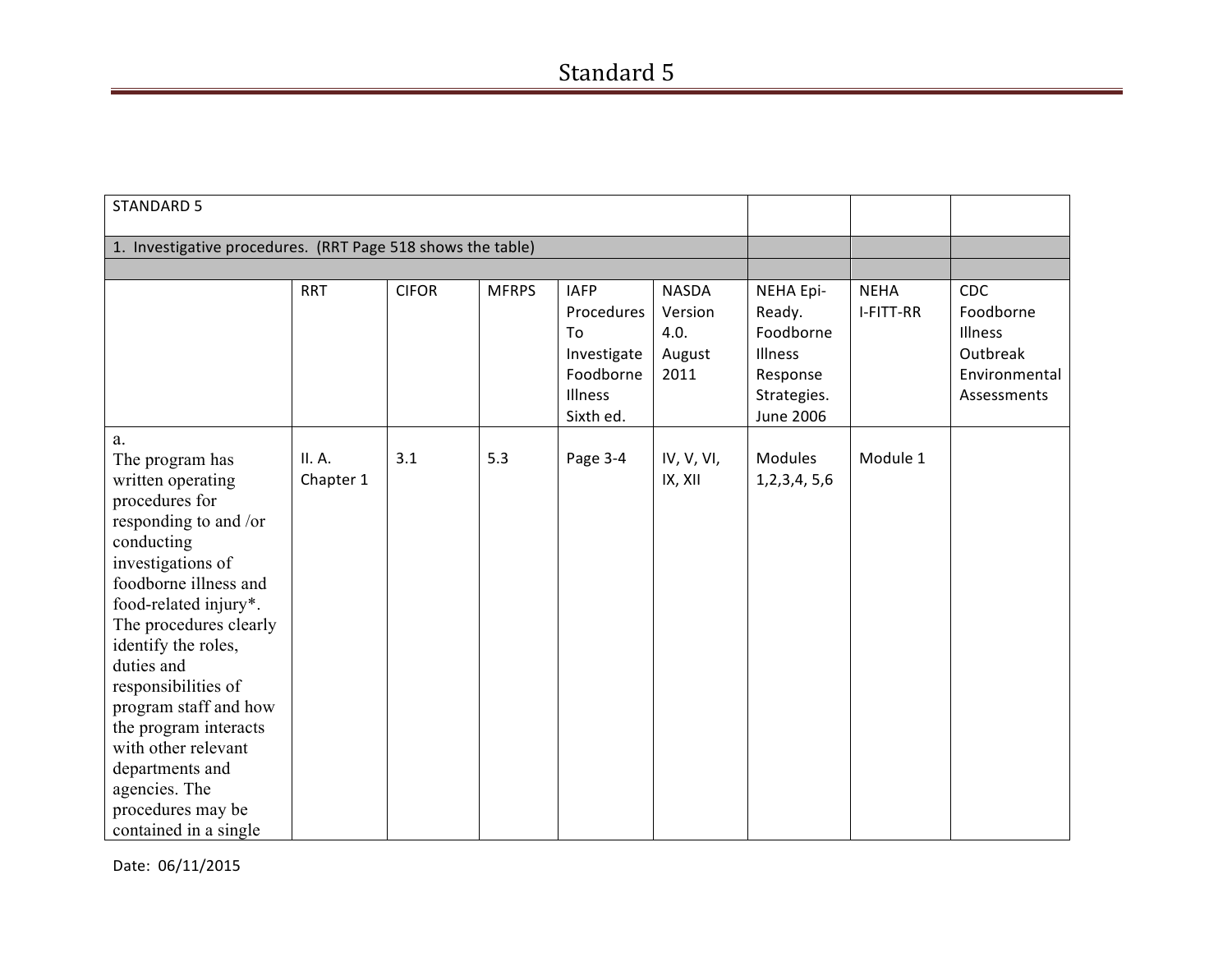# Standard 5

| STANDARD 5 | | | | | | | | |
|---|---|---|---|---|---|---|---|---|
| 1. Investigative procedures. (RRT Page 518 shows the table) | | | | | | | | |
| | | | | | | | | |
| | RRT | CIFOR | MFRPS | IAFP Procedures To Investigate Foodborne Illness Sixth ed. | NASDA Version 4.0. August 2011 | NEHA Epi-Ready. Foodborne Illness Response Strategies. June 2006 | NEHA I-FITT-RR | CDC Foodborne Illness Outbreak Environmental Assessments |
| a. The program has written operating procedures for responding to and /or conducting investigations of foodborne illness and food-related injury*. The procedures clearly identify the roles, duties and responsibilities of program staff and how the program interacts with other relevant departments and agencies. The procedures may be contained in a single | II. A. Chapter 1 | 3.1 | 5.3 | Page 3-4 | IV, V, VI, IX, XII | Modules 1,2,3,4, 5,6 | Module 1 | |

Date: 06/11/2015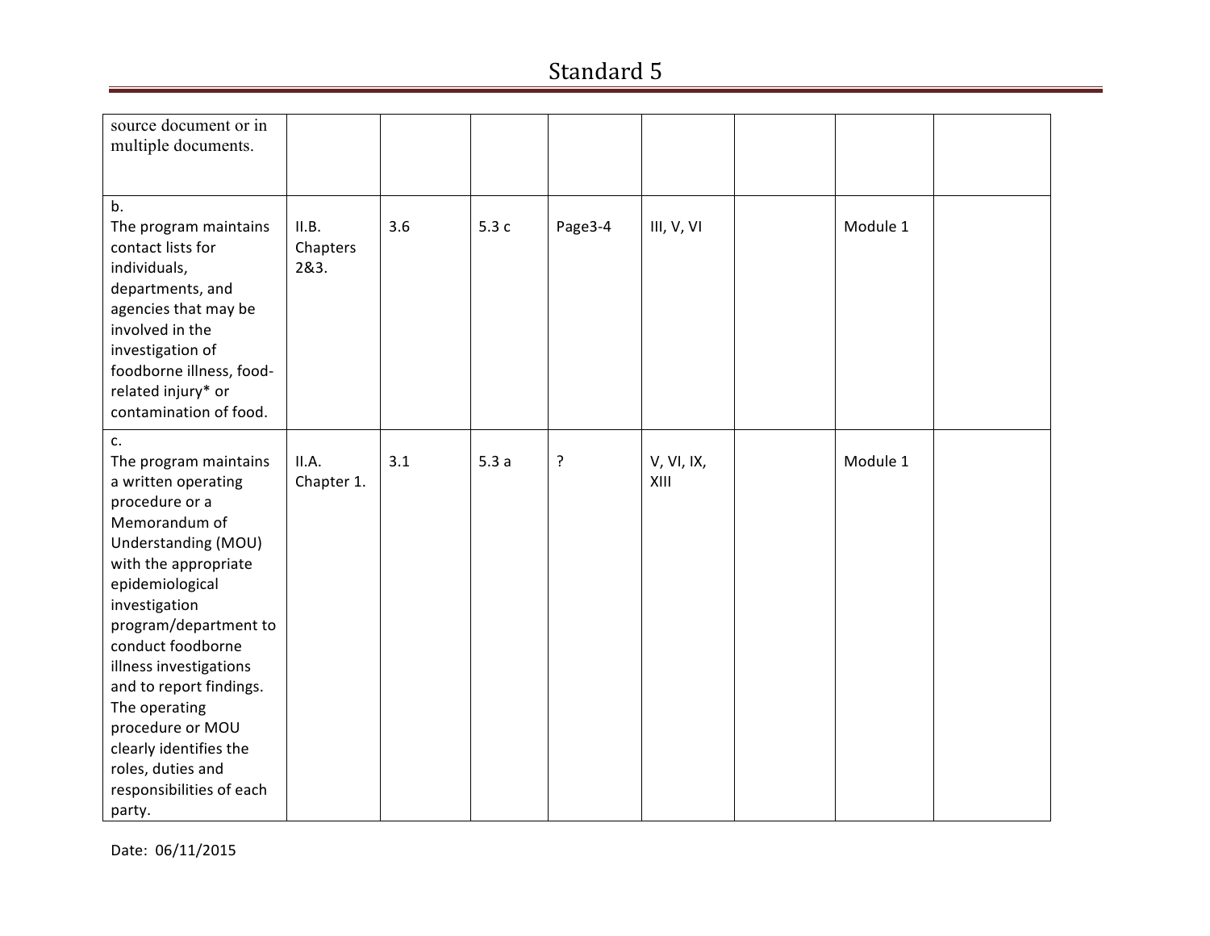| | | | | | | | | |
|---|---|---|---|---|---|---|---|---|
| source document or in multiple documents. | | | | | | | | |
| b. The program maintains contact lists for individuals, departments, and agencies that may be involved in the investigation of foodborne illness, food-related injury* or contamination of food. | II.B. Chapters 2&3. | 3.6 | 5.3 c | Page3-4 | III, V, VI | | Module 1 | |
| c. The program maintains a written operating procedure or a Memorandum of Understanding (MOU) with the appropriate epidemiological investigation program/department to conduct foodborne illness investigations and to report findings. The operating procedure or MOU clearly identifies the roles, duties and responsibilities of each party. | II.A. Chapter 1. | 3.1 | 5.3 a | ? | V, VI, IX, XIII | | Module 1 | |

Date: 06/11/2015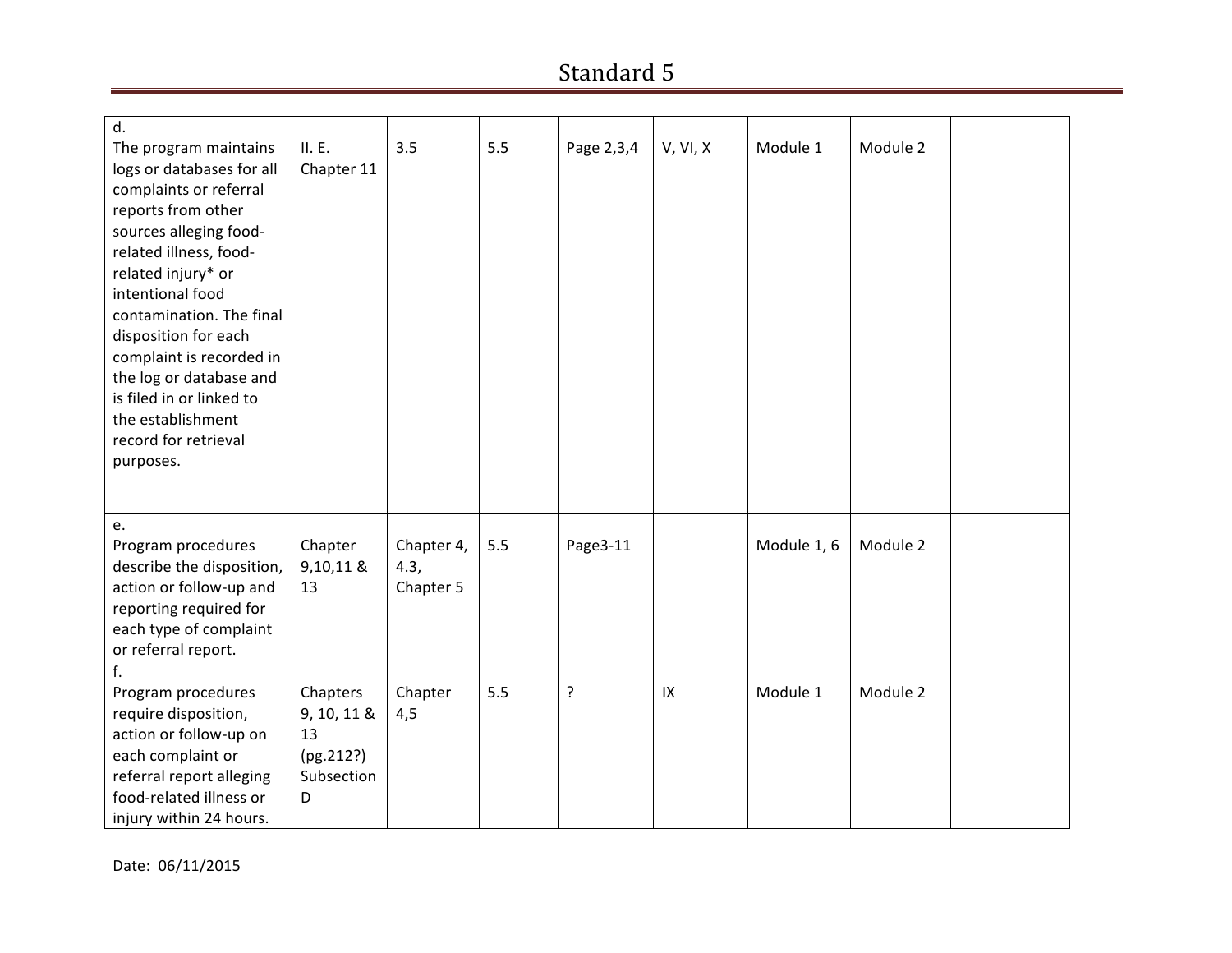# Standard 5

| | | | | | | | | |
|---|---|---|---|---|---|---|---|---|
| d.<br>The program maintains logs or databases for all complaints or referral reports from other sources alleging food-related illness, food-related injury* or intentional food contamination. The final disposition for each complaint is recorded in the log or database and is filed in or linked to the establishment record for retrieval purposes. | II. E.<br>Chapter 11 | 3.5 | 5.5 | Page 2,3,4 | V, VI, X | Module 1 | Module 2 | |
| e.<br>Program procedures describe the disposition, action or follow-up and reporting required for each type of complaint or referral report. | Chapter 9,10,11 & 13 | Chapter 4, 4.3, Chapter 5 | 5.5 | Page3-11 | | Module 1, 6 | Module 2 | |
| f.<br>Program procedures require disposition, action or follow-up on each complaint or referral report alleging food-related illness or injury within 24 hours. | Chapters 9, 10, 11 & 13 (pg.212?) Subsection D | Chapter 4,5 | 5.5 | ? | IX | Module 1 | Module 2 | |

Date: 06/11/2015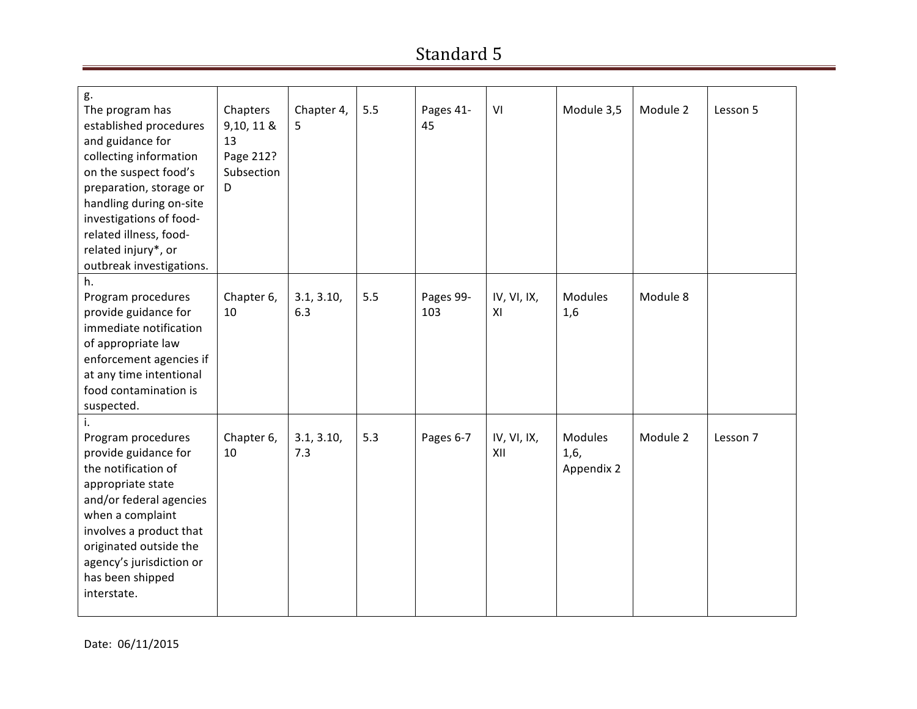# Standard 5

| | | | | | | | | |
|---|---|---|---|---|---|---|---|---|
| g. The program has established procedures and guidance for collecting information on the suspect food's preparation, storage or handling during on-site investigations of food-related illness, food-related injury*, or outbreak investigations. | Chapters 9,10, 11 & 13 Page 212? Subsection D | Chapter 4, 5 | 5.5 | Pages 41-45 | VI | Module 3,5 | Module 2 | Lesson 5 |
| h. Program procedures provide guidance for immediate notification of appropriate law enforcement agencies if at any time intentional food contamination is suspected. | Chapter 6, 10 | 3.1, 3.10, 6.3 | 5.5 | Pages 99-103 | IV, VI, IX, XI | Modules 1,6 | Module 8 | |
| i. Program procedures provide guidance for the notification of appropriate state and/or federal agencies when a complaint involves a product that originated outside the agency's jurisdiction or has been shipped interstate. | Chapter 6, 10 | 3.1, 3.10, 7.3 | 5.3 | Pages 6-7 | IV, VI, IX, XII | Modules 1,6, Appendix 2 | Module 2 | Lesson 7 |

Date: 06/11/2015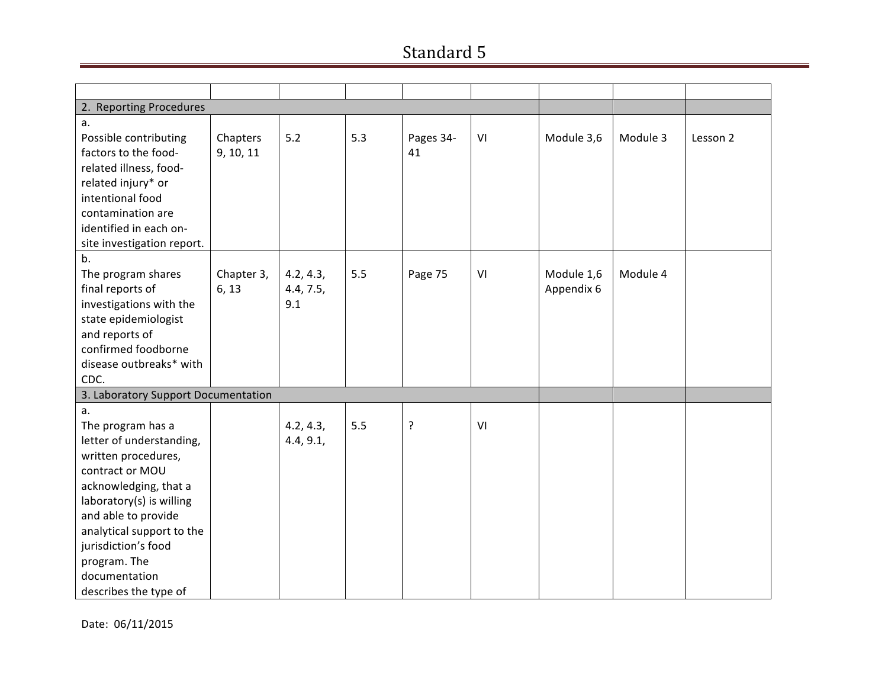# Standard 5

| | | | | | | | | |
|---|---|---|---|---|---|---|---|---|
| 2. Reporting Procedures | | | | | | | | |
| a. Possible contributing factors to the food-related illness, food-related injury* or intentional food contamination are identified in each on-site investigation report. | Chapters 9, 10, 11 | 5.2 | 5.3 | Pages 34-41 | VI | Module 3,6 | Module 3 | Lesson 2 |
| b. The program shares final reports of investigations with the state epidemiologist and reports of confirmed foodborne disease outbreaks* with CDC. | Chapter 3, 6, 13 | 4.2, 4.3, 4.4, 7.5, 9.1 | 5.5 | Page 75 | VI | Module 1,6 Appendix 6 | Module 4 | |
| 3. Laboratory Support Documentation | | | | | | | | |
| a. The program has a letter of understanding, written procedures, contract or MOU acknowledging, that a laboratory(s) is willing and able to provide analytical support to the jurisdiction's food program. The documentation describes the type of | | 4.2, 4.3, 4.4, 9.1, | 5.5 | ? | VI | | | |

Date: 06/11/2015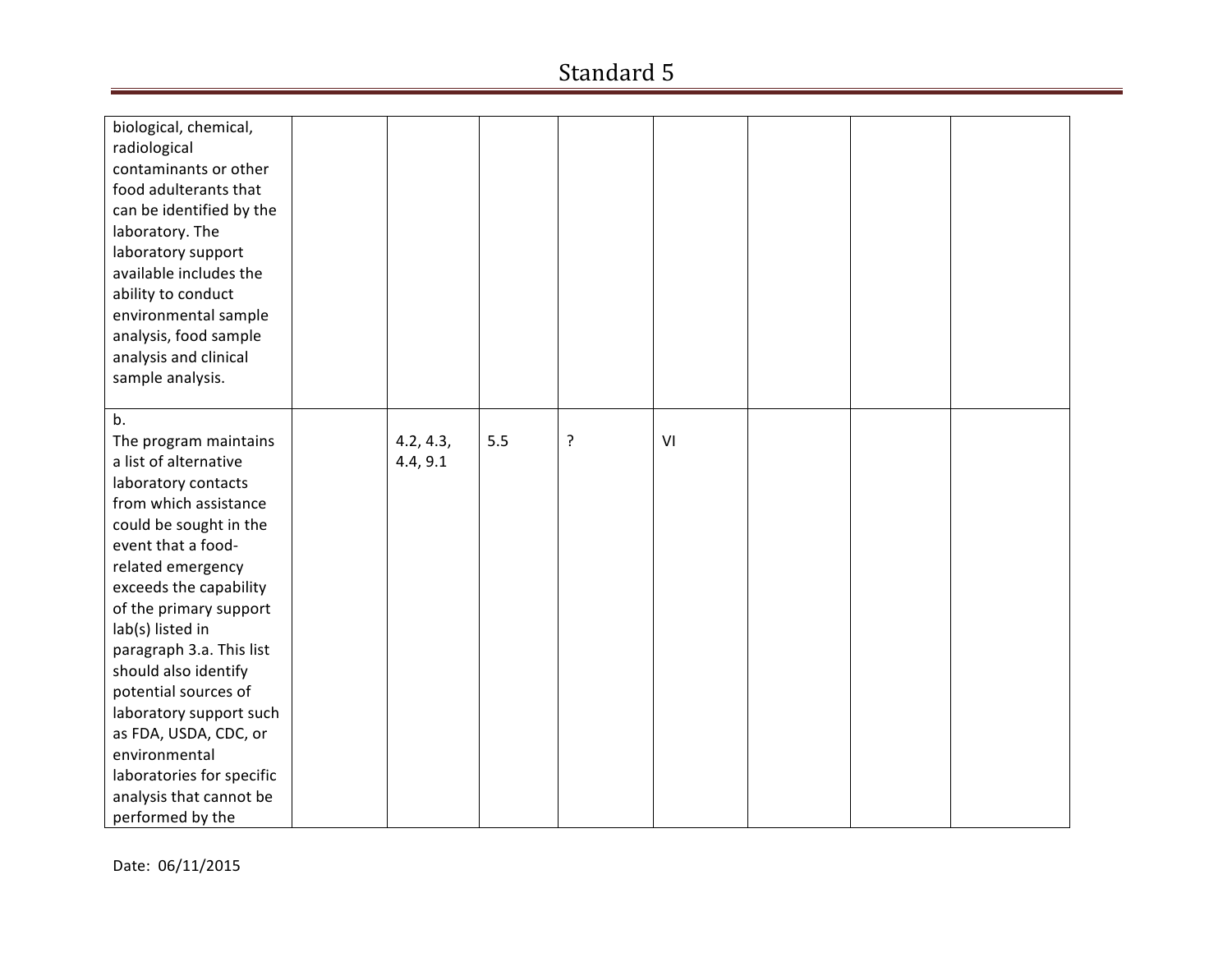| | | | | | | | | |
|---|---|---|---|---|---|---|---|---|
| biological, chemical, radiological contaminants or other food adulterants that can be identified by the laboratory. The laboratory support available includes the ability to conduct environmental sample analysis, food sample analysis and clinical sample analysis. | | | | | | | | |
| b. The program maintains a list of alternative laboratory contacts from which assistance could be sought in the event that a food-related emergency exceeds the capability of the primary support lab(s) listed in paragraph 3.a. This list should also identify potential sources of laboratory support such as FDA, USDA, CDC, or environmental laboratories for specific analysis that cannot be performed by the | | 4.2, 4.3, 4.4, 9.1 | 5.5 | ? | VI | | | |

Date: 06/11/2015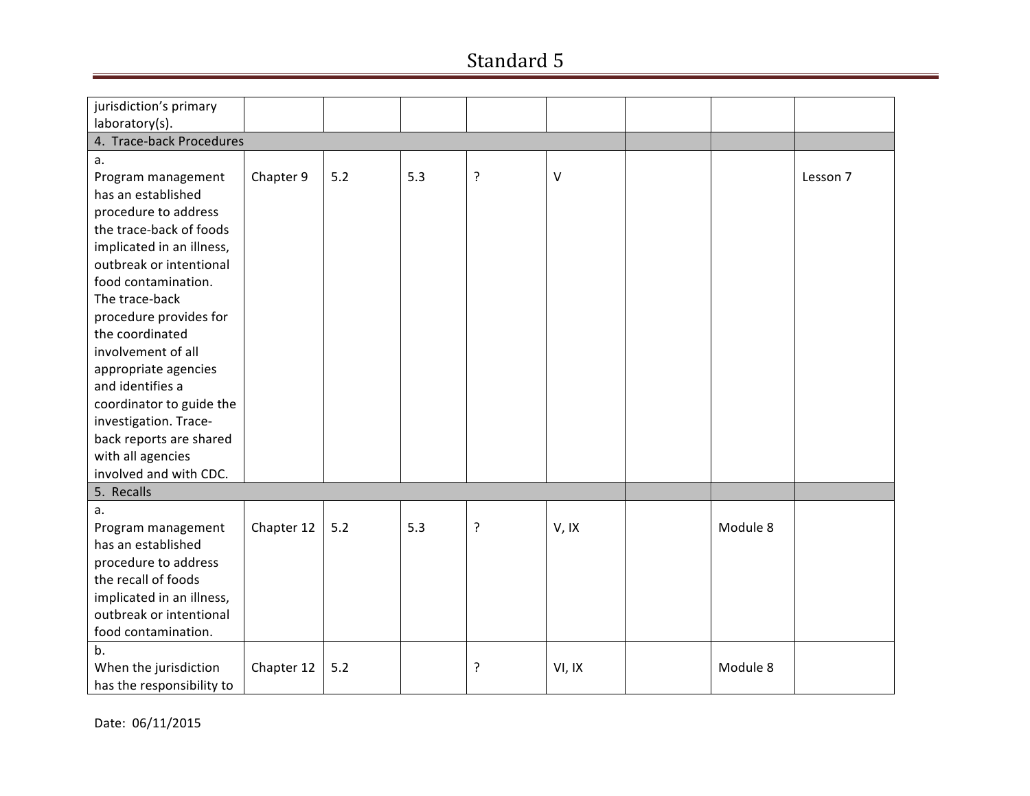| | | | | | | | | |
|---|---|---|---|---|---|---|---|---|
| jurisdiction's primary laboratory(s). | | | | | | | | |
| 4. Trace-back Procedures | | | | | | | | |
| a. Program management has an established procedure to address the trace-back of foods implicated in an illness, outbreak or intentional food contamination. The trace-back procedure provides for the coordinated involvement of all appropriate agencies and identifies a coordinator to guide the investigation. Trace-back reports are shared with all agencies involved and with CDC. | Chapter 9 | 5.2 | 5.3 | ? | V | | | Lesson 7 |
| 5. Recalls | | | | | | | | |
| a. Program management has an established procedure to address the recall of foods implicated in an illness, outbreak or intentional food contamination. | Chapter 12 | 5.2 | 5.3 | ? | V, IX | | Module 8 | |
| b. When the jurisdiction has the responsibility to | Chapter 12 | 5.2 | | ? | VI, IX | | Module 8 | |

Date: 06/11/2015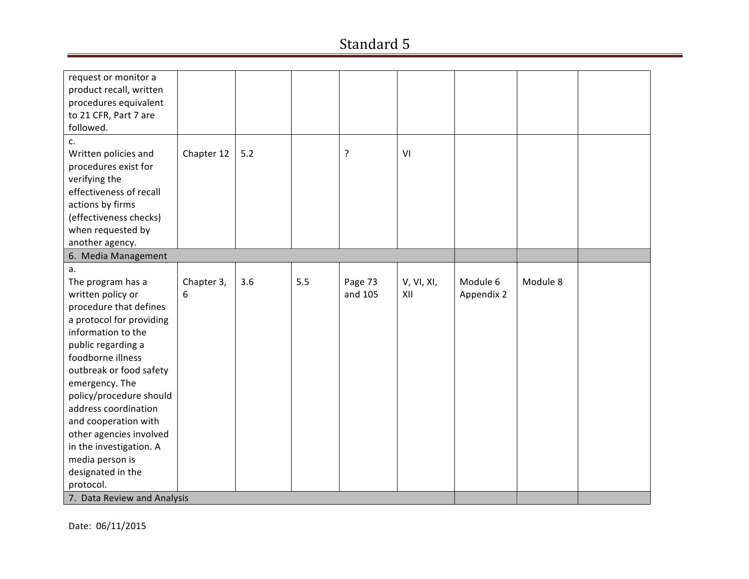# Standard 5

| | | | | | | | | |
|---|---|---|---|---|---|---|---|---|
| request or monitor a product recall, written procedures equivalent to 21 CFR, Part 7 are followed. | | | | | | | | |
| c. Written policies and procedures exist for verifying the effectiveness of recall actions by firms (effectiveness checks) when requested by another agency. | Chapter 12 | 5.2 | | ? | VI | | | |
| 6. Media Management | | | | | | | | |
| a. The program has a written policy or procedure that defines a protocol for providing information to the public regarding a foodborne illness outbreak or food safety emergency. The policy/procedure should address coordination and cooperation with other agencies involved in the investigation. A media person is designated in the protocol. | Chapter 3, 6 | 3.6 | 5.5 | Page 73 and 105 | V, VI, XI, XII | Module 6 Appendix 2 | Module 8 | |
| 7. Data Review and Analysis | | | | | | | | |

Date: 06/11/2015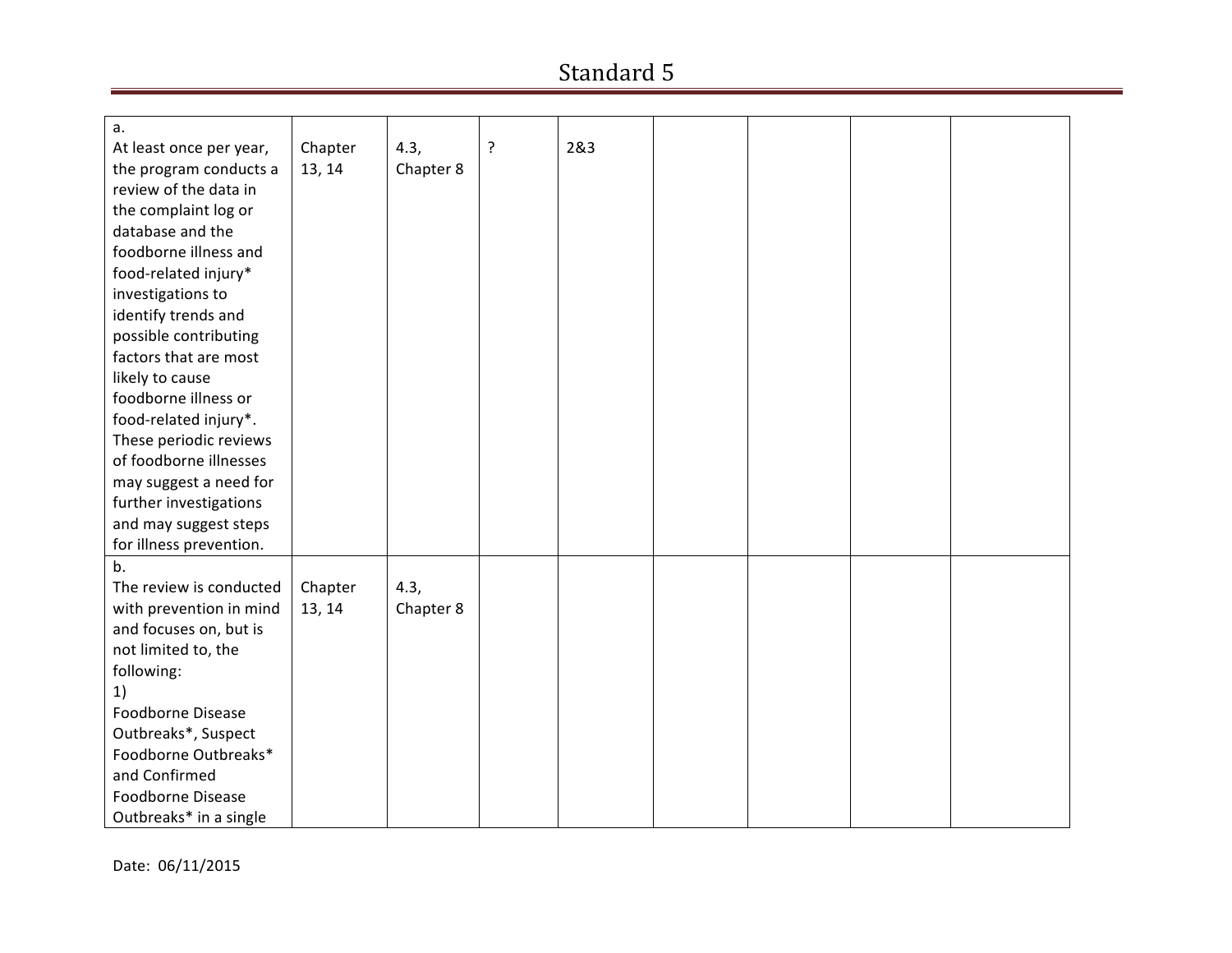# Standard 5

| | | | | | | | | |
|---|---|---|---|---|---|---|---|---|
| a.<br>At least once per year, the program conducts a review of the data in the complaint log or database and the foodborne illness and food-related injury* investigations to identify trends and possible contributing factors that are most likely to cause foodborne illness or food-related injury*. These periodic reviews of foodborne illnesses may suggest a need for further investigations and may suggest steps for illness prevention. | Chapter 13, 14 | 4.3, Chapter 8 | ? | 2&3 | | | | |
| b.<br>The review is conducted with prevention in mind and focuses on, but is not limited to, the following:<br>1)<br>Foodborne Disease Outbreaks*, Suspect Foodborne Outbreaks* and Confirmed Foodborne Disease Outbreaks* in a single | Chapter 13, 14 | 4.3, Chapter 8 | | | | | | |

Date: 06/11/2015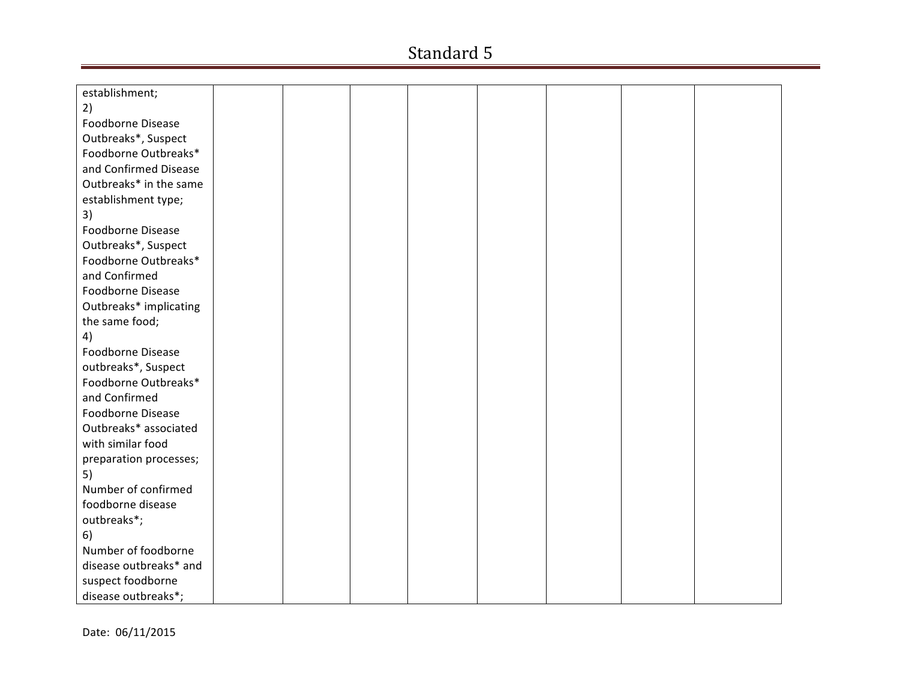| | | | | | | | | |
|---|---|---|---|---|---|---|---|---|
| establishment;<br>2)<br>Foodborne Disease Outbreaks*, Suspect Foodborne Outbreaks* and Confirmed Disease Outbreaks* in the same establishment type;<br>3)<br>Foodborne Disease Outbreaks*, Suspect Foodborne Outbreaks* and Confirmed Foodborne Disease Outbreaks* implicating the same food;<br>4)<br>Foodborne Disease outbreaks*, Suspect Foodborne Outbreaks* and Confirmed Foodborne Disease Outbreaks* associated with similar food preparation processes;<br>5)<br>Number of confirmed foodborne disease outbreaks*;<br>6)<br>Number of foodborne disease outbreaks* and suspect foodborne disease outbreaks*; | | | | | | | | |

Date: 06/11/2015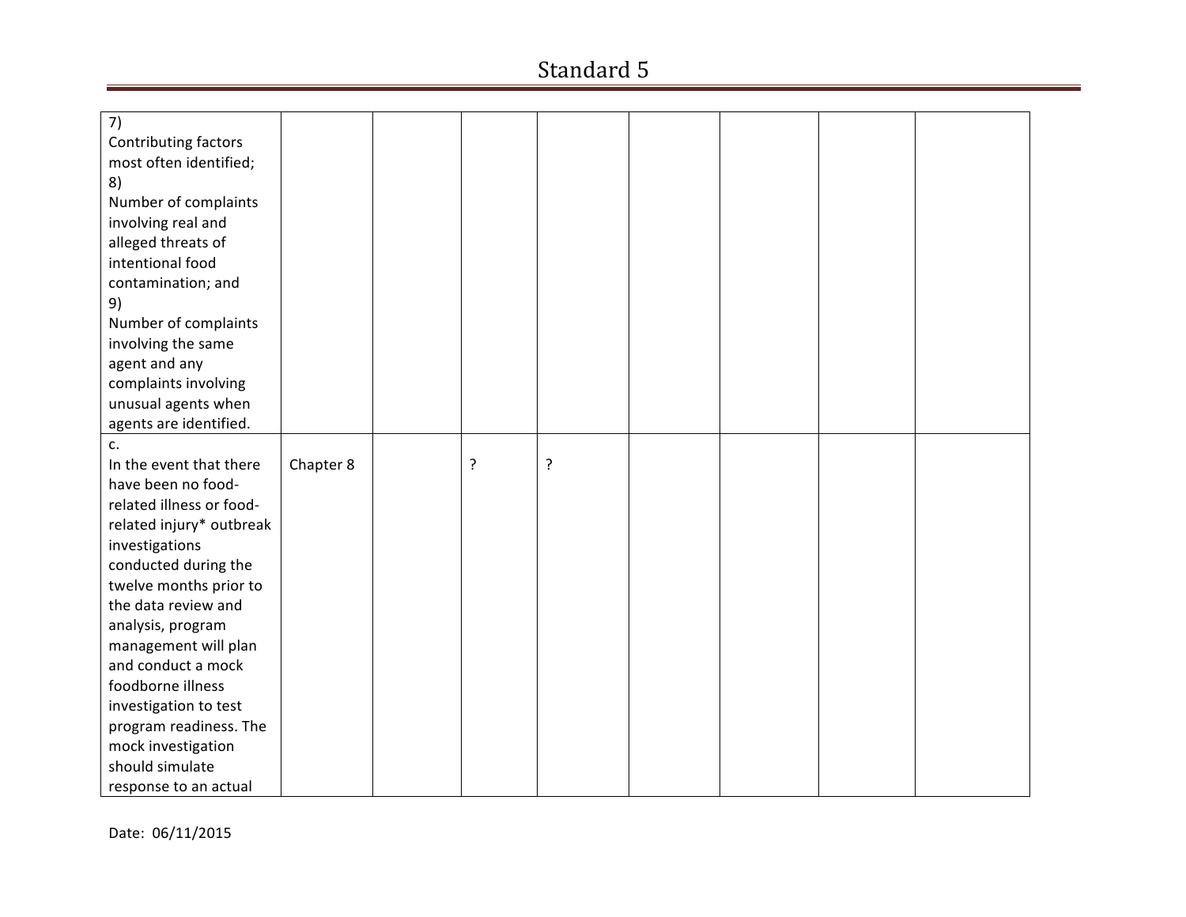| | | | | | | | | |
|---|---|---|---|---|---|---|---|---|
| 7) Contributing factors most often identified; 8) Number of complaints involving real and alleged threats of intentional food contamination; and 9) Number of complaints involving the same agent and any complaints involving unusual agents when agents are identified. | | | | | | | | |
| c. In the event that there have been no food-related illness or food-related injury* outbreak investigations conducted during the twelve months prior to the data review and analysis, program management will plan and conduct a mock foodborne illness investigation to test program readiness. The mock investigation should simulate response to an actual | Chapter 8 | | ? | ? | | | | |

Date: 06/11/2015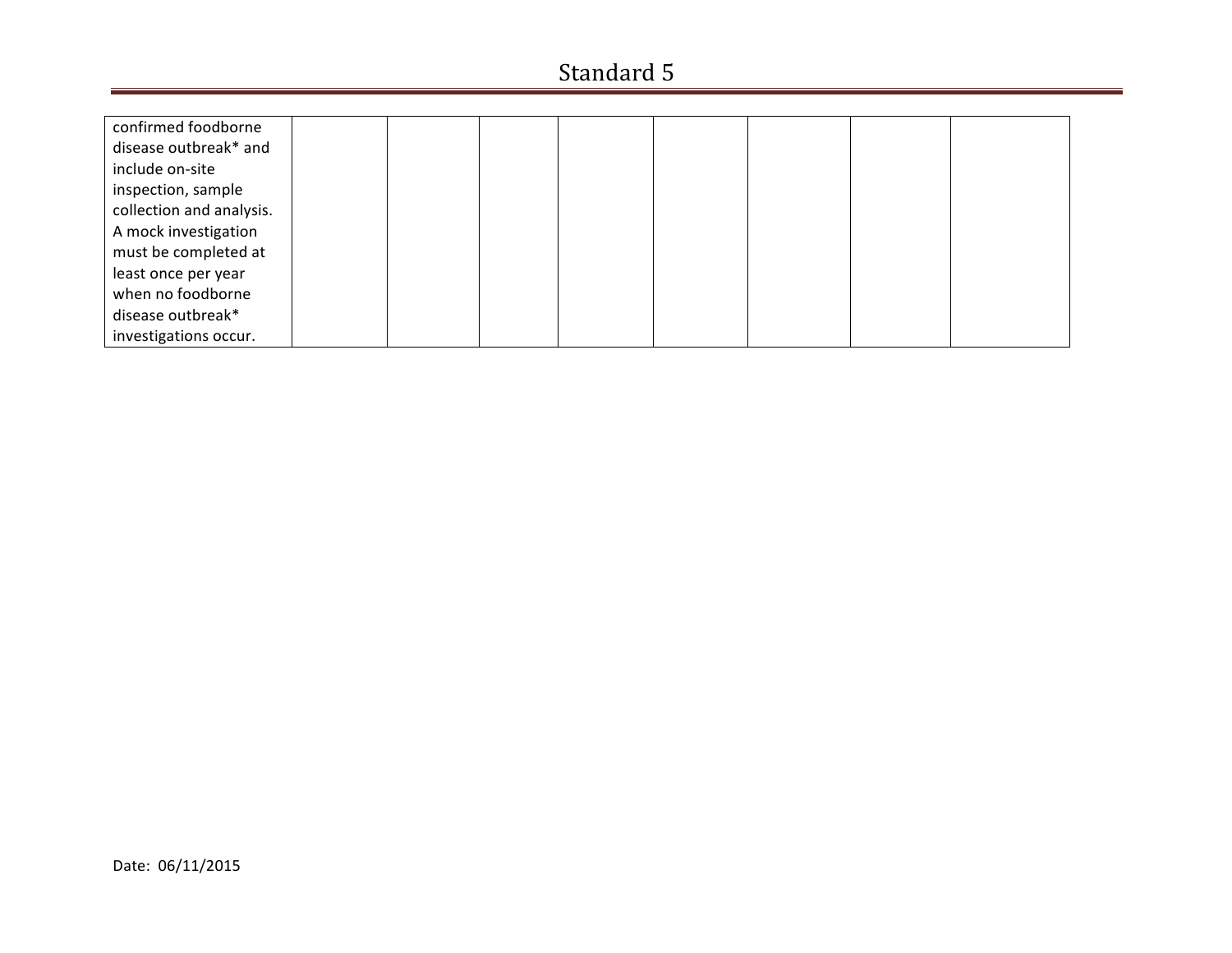| | | | | | | | | |
|---|---|---|---|---|---|---|---|---|
| confirmed foodborne disease outbreak* and include on-site inspection, sample collection and analysis. A mock investigation must be completed at least once per year when no foodborne disease outbreak* investigations occur. | | | | | | | | |

Date: 06/11/2015